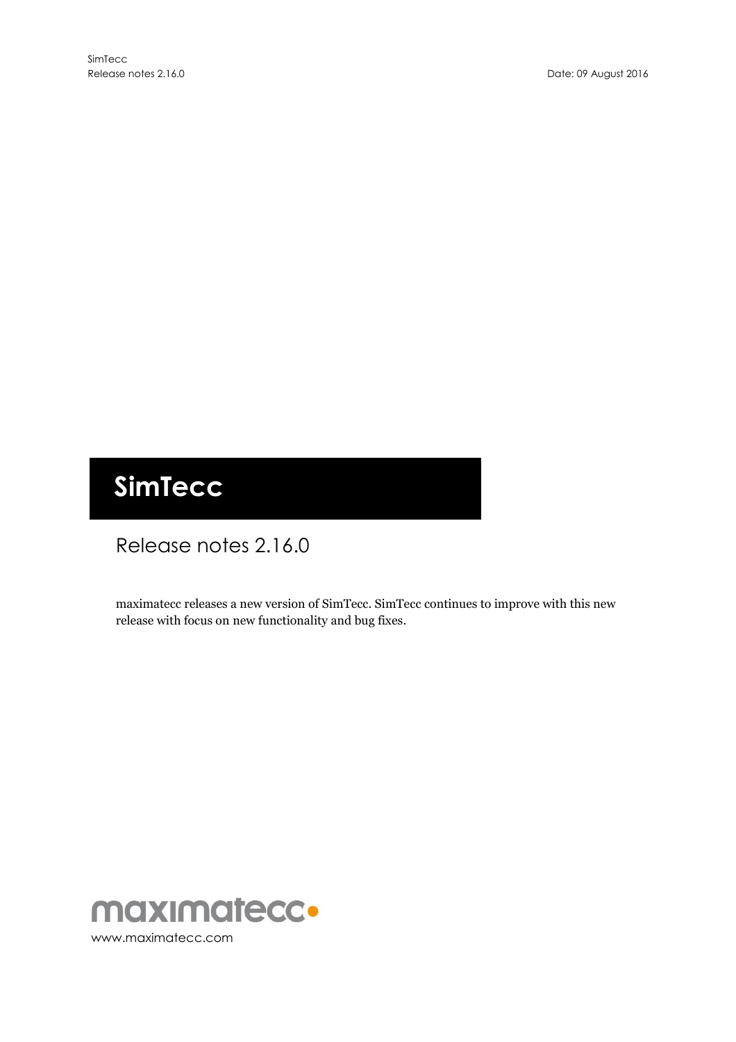SimTecc
Release notes 2.16.0

Date: 09 August 2016

# SimTecc

## Release notes 2.16.0

maximatecc releases a new version of SimTecc. SimTecc continues to improve with this new release with focus on new functionality and bug fixes.

maximatecc
www.maximatecc.com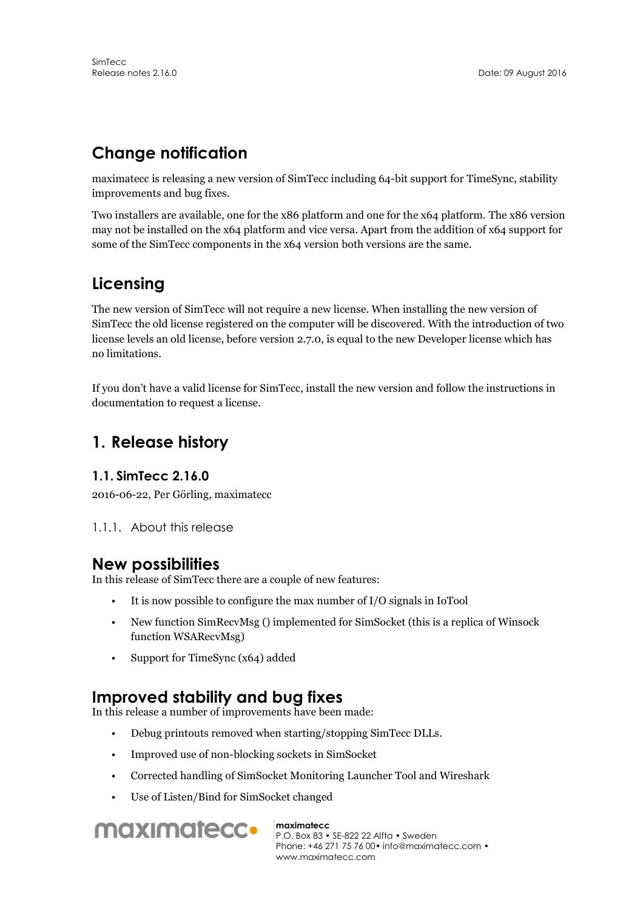## Change notification

maximatecc is releasing a new version of SimTecc including 64-bit support for TimeSync, stability improvements and bug fixes.

Two installers are available, one for the x86 platform and one for the x64 platform. The x86 version may not be installed on the x64 platform and vice versa. Apart from the addition of x64 support for some of the SimTecc components in the x64 version both versions are the same.

## Licensing

The new version of SimTecc will not require a new license. When installing the new version of SimTecc the old license registered on the computer will be discovered. With the introduction of two license levels an old license, before version 2.7.0, is equal to the new Developer license which has no limitations.

If you don't have a valid license for SimTecc, install the new version and follow the instructions in documentation to request a license.

## 1. Release history

### 1.1. SimTecc 2.16.0

2016-06-22, Per Görling, maximatecc

#### 1.1.1. About this release

## New possibilities

In this release of SimTecc there are a couple of new features:

- It is now possible to configure the max number of I/O signals in IoTool
- New function SimRecvMsg () implemented for SimSocket (this is a replica of Winsock function WSARecvMsg)
- Support for TimeSync (x64) added

## Improved stability and bug fixes

In this release a number of improvements have been made:

- Debug printouts removed when starting/stopping SimTecc DLLs.
- Improved use of non-blocking sockets in SimSocket
- Corrected handling of SimSocket Monitoring Launcher Tool and Wireshark
- Use of Listen/Bind for SimSocket changed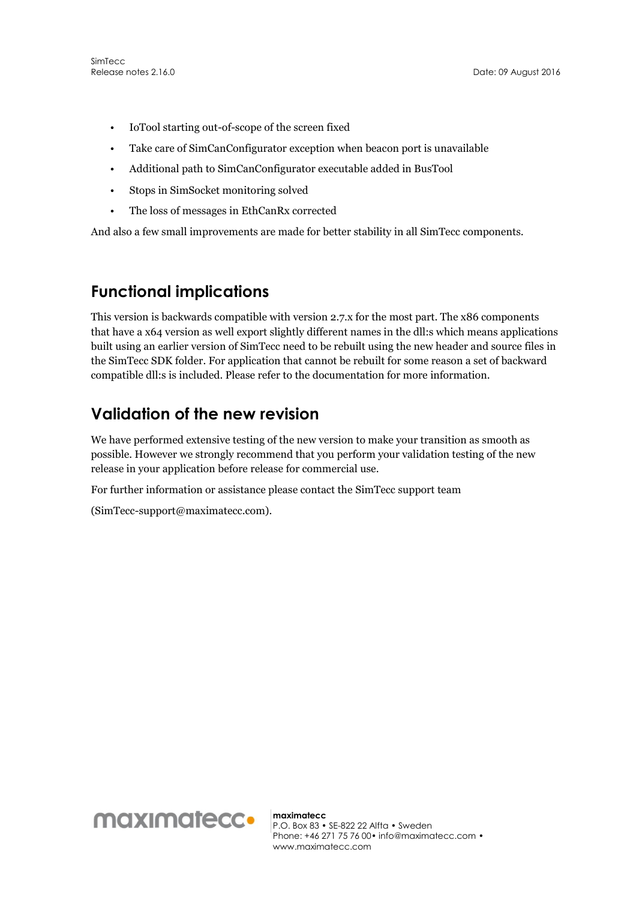- IoTool starting out-of-scope of the screen fixed
- Take care of SimCanConfigurator exception when beacon port is unavailable
- Additional path to SimCanConfigurator executable added in BusTool
- Stops in SimSocket monitoring solved
- The loss of messages in EthCanRx corrected

And also a few small improvements are made for better stability in all SimTecc components.

## Functional implications

This version is backwards compatible with version 2.7.x for the most part. The x86 components that have a x64 version as well export slightly different names in the dll:s which means applications built using an earlier version of SimTecc need to be rebuilt using the new header and source files in the SimTecc SDK folder. For application that cannot be rebuilt for some reason a set of backward compatible dll:s is included. Please refer to the documentation for more information.

## Validation of the new revision

We have performed extensive testing of the new version to make your transition as smooth as possible. However we strongly recommend that you perform your validation testing of the new release in your application before release for commercial use.

For further information or assistance please contact the SimTecc support team

(SimTecc-support@maximatecc.com).